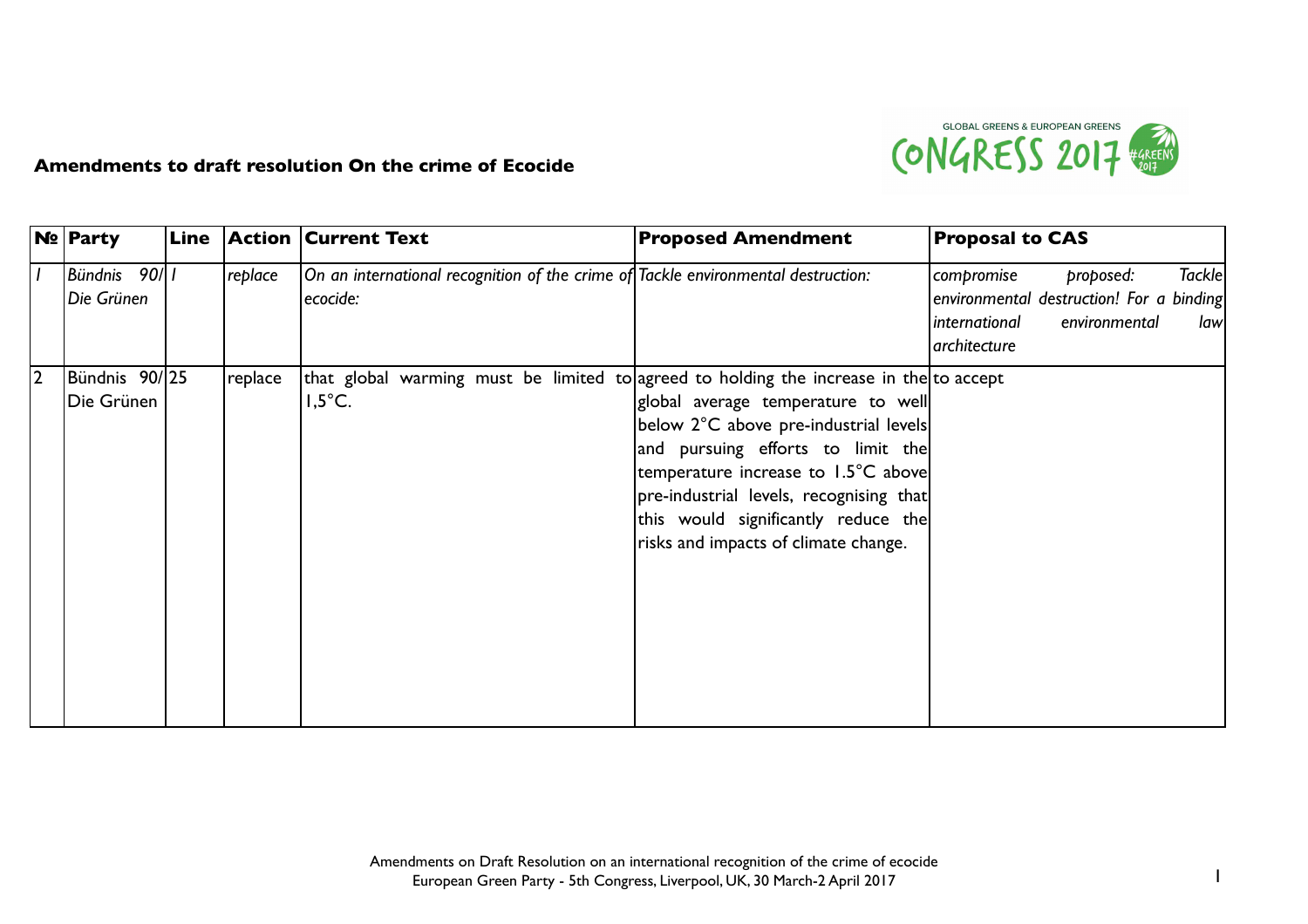**Amendments to draft resolution On the crime of Ecocide**

| № | Party | Line | Action | Current Text | Proposed Amendment | Proposal to CAS |
|---|---|---|---|---|---|---|
| *1* | *Bündnis 90/ Die Grünen* | *1* | *replace* | *On an international recognition of the crime of ecocide:* | *Tackle environmental destruction:* | *compromise proposed: Tackle environmental destruction! For a binding international environmental law architecture* |
| 2 | Bündnis 90/ Die Grünen | 25 | replace | that global warming must be limited to 1,5°C. | agreed to holding the increase in the global average temperature to well below 2°C above pre-industrial levels and pursuing efforts to limit the temperature increase to 1.5°C above pre-industrial levels, recognising that this would significantly reduce the risks and impacts of climate change. | to accept |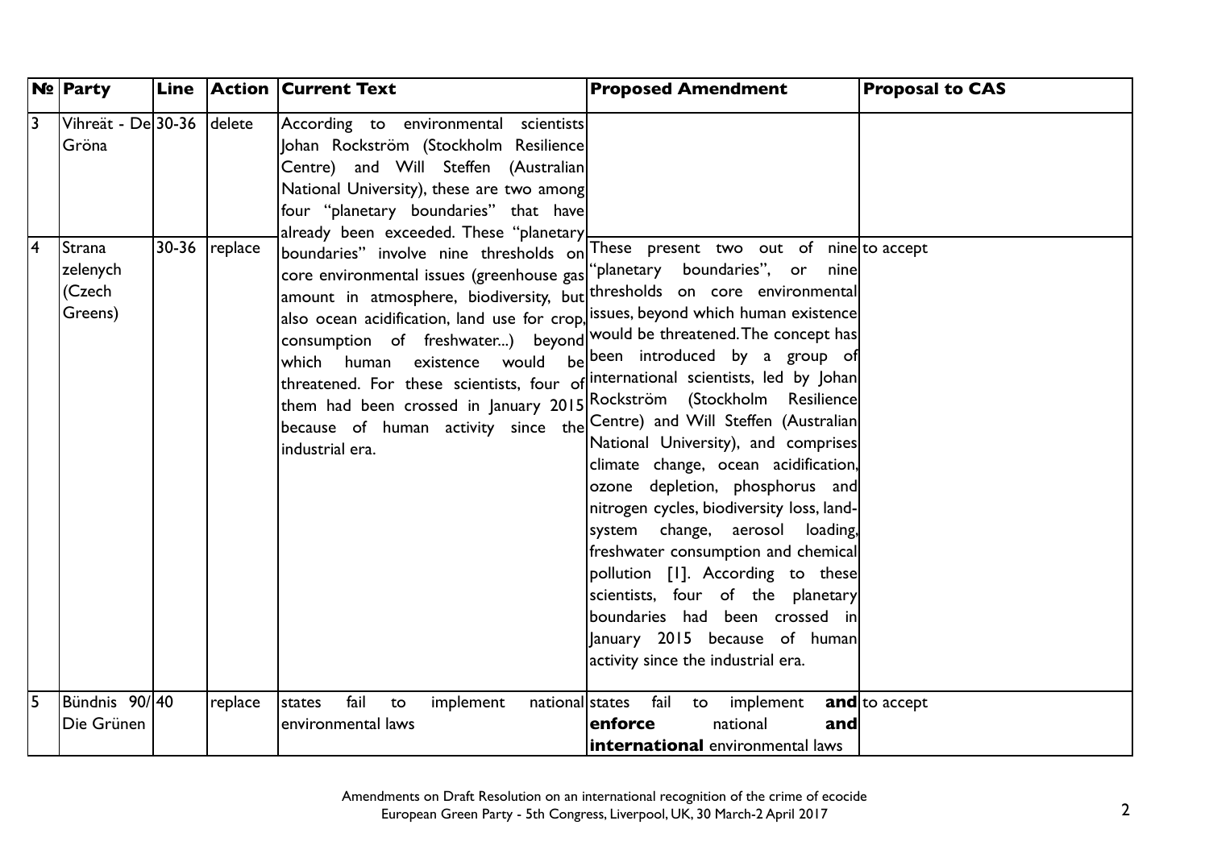| № | Party | Line | Action | Current Text | Proposed Amendment | Proposal to CAS |
|---|---|---|---|---|---|---|
| 3 | Vihreät - De Gröna | 30-36 | delete | According to environmental scientists Johan Rockström (Stockholm Resilience Centre) and Will Steffen (Australian National University), these are two among four "planetary boundaries" that have already been exceeded. These "planetary boundaries" involve nine thresholds on core environmental issues (greenhouse gas amount in atmosphere, biodiversity, but also ocean acidification, land use for crop, consumption of freshwater...) beyond which human existence would be threatened. For these scientists, four of them had been crossed in January 2015 because of human activity since the industrial era. | | |
| 4 | Strana zelenych (Czech Greens) | 30-36 | replace | | These present two out of nine "planetary boundaries", or nine thresholds on core environmental issues, beyond which human existence would be threatened. The concept has been introduced by a group of international scientists, led by Johan Rockström (Stockholm Resilience Centre) and Will Steffen (Australian National University), and comprises climate change, ocean acidification, ozone depletion, phosphorus and nitrogen cycles, biodiversity loss, land-system change, aerosol loading, freshwater consumption and chemical pollution [1]. According to these scientists, four of the planetary boundaries had been crossed in January 2015 because of human activity since the industrial era. | to accept |
| 5 | Bündnis 90/ Die Grünen | 40 | replace | states fail to implement national environmental laws | states fail to implement **and enforce** national **and international** environmental laws | to accept |

Amendments on Draft Resolution on an international recognition of the crime of ecocide
European Green Party - 5th Congress, Liverpool, UK, 30 March-2 April 2017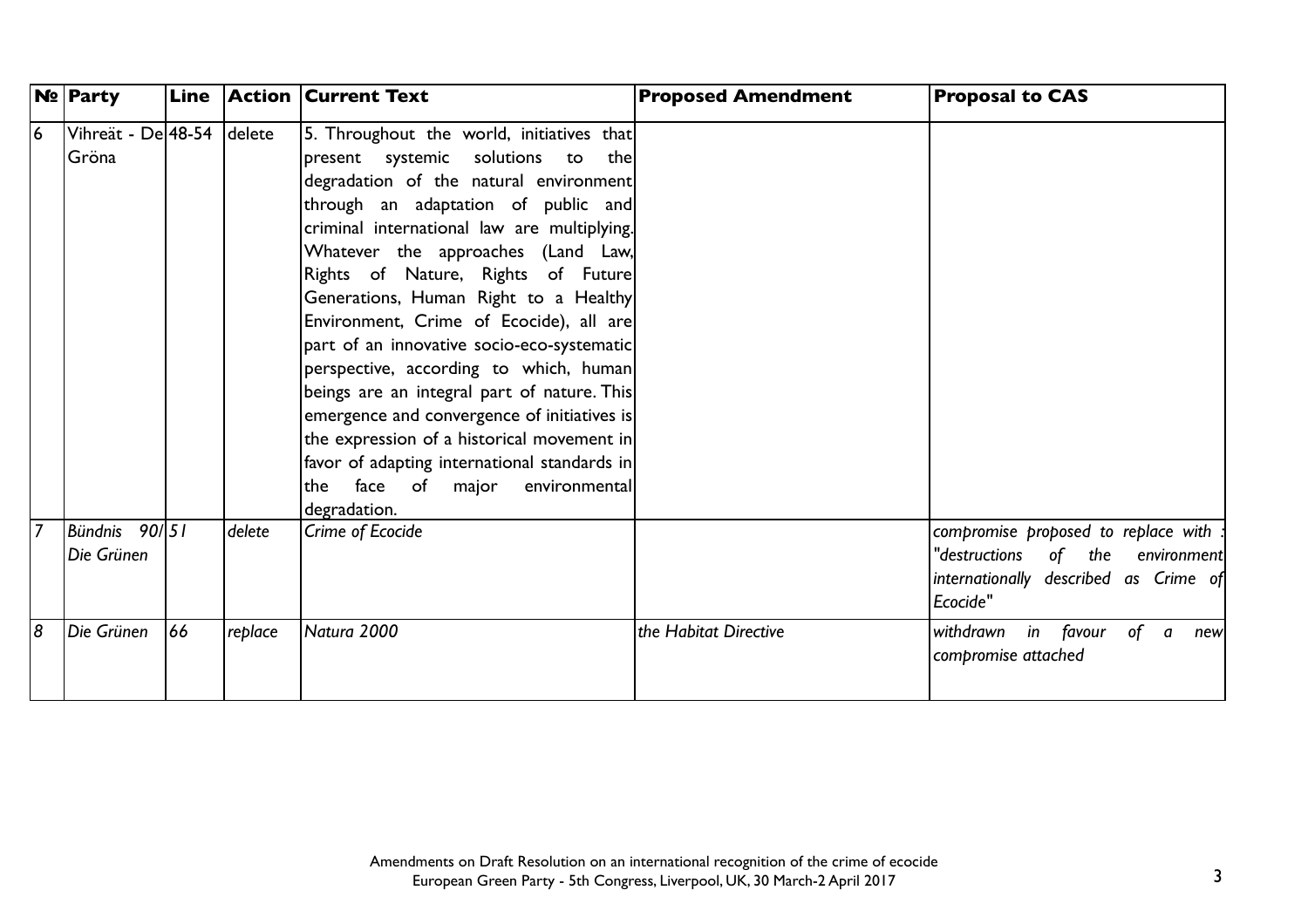| № | Party | Line | Action | Current Text | Proposed Amendment | Proposal to CAS |
|---|---|---|---|---|---|---|
| 6 | Vihreät - De Gröna | 48-54 | delete | 5. Throughout the world, initiatives that present systemic solutions to the degradation of the natural environment through an adaptation of public and criminal international law are multiplying. Whatever the approaches (Land Law, Rights of Nature, Rights of Future Generations, Human Right to a Healthy Environment, Crime of Ecocide), all are part of an innovative socio-eco-systematic perspective, according to which, human beings are an integral part of nature. This emergence and convergence of initiatives is the expression of a historical movement in favor of adapting international standards in the face of major environmental degradation. | | |
| *7* | *Bündnis 90/ Die Grünen* | *51* | *delete* | *Crime of Ecocide* | | *compromise proposed to replace with : "destructions of the environment internationally described as Crime of Ecocide"* |
| *8* | *Die Grünen* | *66* | *replace* | *Natura 2000* | *the Habitat Directive* | *withdrawn in favour of a new compromise attached* |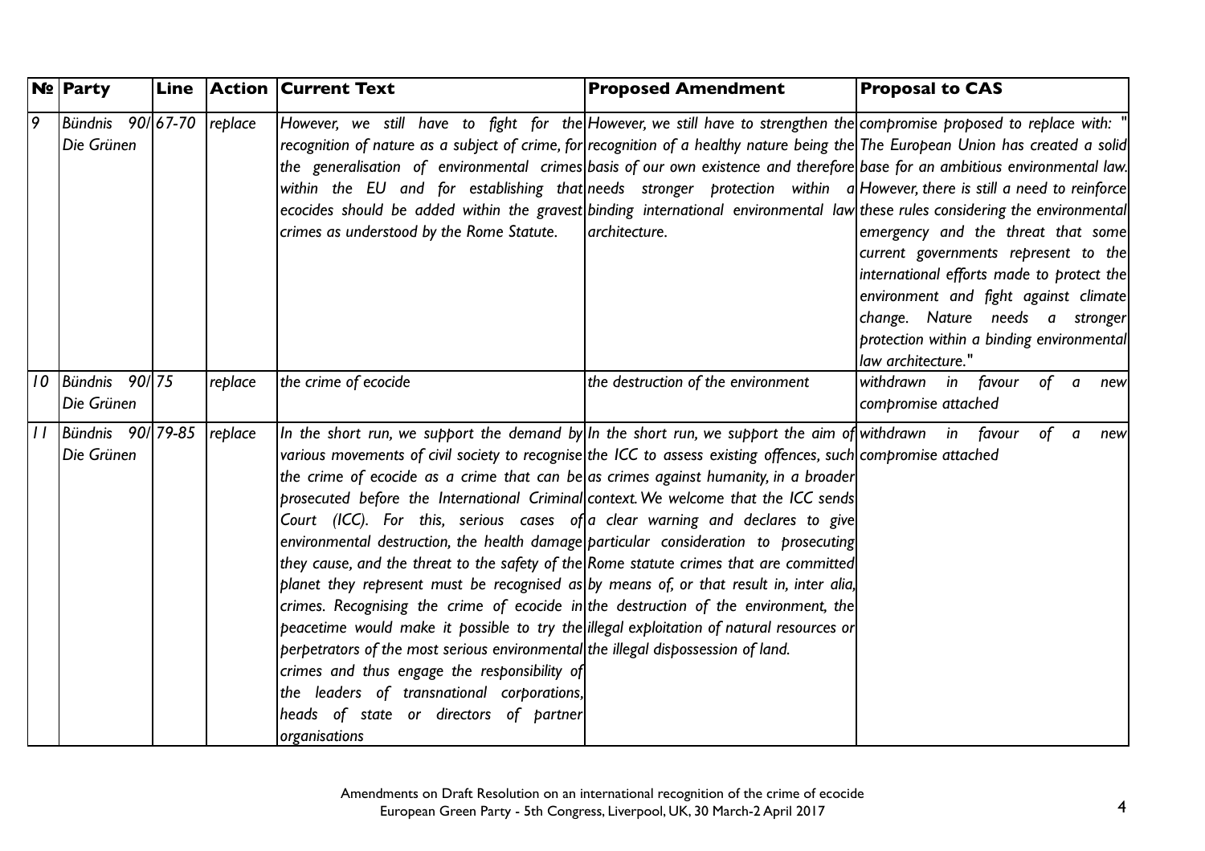| № | Party | Line | Action | Current Text | Proposed Amendment | Proposal to CAS |
|---|---|---|---|---|---|---|
| 9 | *Bündnis 90/ Die Grünen* | *67-70* | *replace* | *However, we still have to fight for the recognition of nature as a subject of crime, for the generalisation of environmental crimes within the EU and for establishing that ecocides should be added within the gravest crimes as understood by the Rome Statute.* | *However, we still have to strengthen the recognition of a healthy nature being the basis of our own existence and therefore needs stronger protection within a binding international environmental law architecture.* | *compromise proposed to replace with: "The European Union has created a solid base for an ambitious environmental law. However, there is still a need to reinforce these rules considering the environmental emergency and the threat that some current governments represent to the international efforts made to protect the environment and fight against climate change. Nature needs a stronger protection within a binding environmental law architecture."* |
| 10 | *Bündnis 90/ Die Grünen* | *75* | *replace* | *the crime of ecocide* | *the destruction of the environment* | *withdrawn in favour of a new compromise attached* |
| 11 | *Bündnis 90/ Die Grünen* | *79-85* | *replace* | *In the short run, we support the demand by various movements of civil society to recognise the crime of ecocide as a crime that can be prosecuted before the International Criminal Court (ICC). For this, serious cases of environmental destruction, the health damage they cause, and the threat to the safety of the planet they represent must be recognised as crimes. Recognising the crime of ecocide in peacetime would make it possible to try the perpetrators of the most serious environmental crimes and thus engage the responsibility of the leaders of transnational corporations, heads of state or directors of partner organisations* | *In the short run, we support the aim of the ICC to assess existing offences, such as crimes against humanity, in a broader context. We welcome that the ICC sends a clear warning and declares to give particular consideration to prosecuting Rome statute crimes that are committed by means of, or that result in, inter alia, the destruction of the environment, the illegal exploitation of natural resources or the illegal dispossession of land.* | *withdrawn in favour of a new compromise attached* |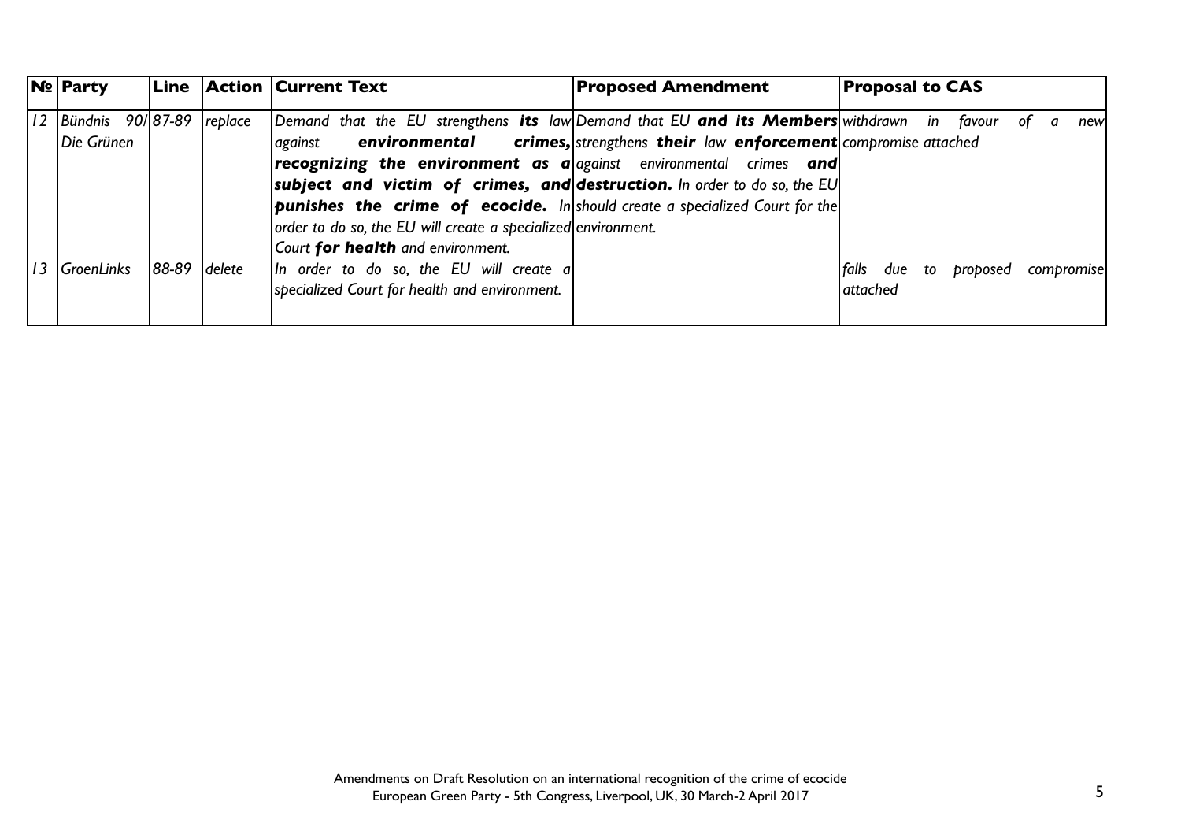| № | Party | Line | Action | Current Text | Proposed Amendment | Proposal to CAS |
|---|---|---|---|---|---|---|
| *12* | *Bündnis 90/ Die Grünen* | *87-89* | *replace* | *Demand that the EU strengthens **its** law against **environmental crimes, recognizing the environment as a subject and victim of crimes, and punishes the crime of ecocide.** In order to do so, the EU will create a specialized Court **for health** and environment.* | *Demand that EU **and its Members** strengthens **their** law **enforcement** against environmental crimes **and destruction.** In order to do so, the EU should create a specialized Court for the environment.* | *withdrawn in favour of a new compromise attached* |
| *13* | *GroenLinks* | *88-89* | *delete* | *In order to do so, the EU will create a specialized Court for health and environment.* | | *falls due to proposed compromise attached* |

Amendments on Draft Resolution on an international recognition of the crime of ecocide
European Green Party - 5th Congress, Liverpool, UK, 30 March-2 April 2017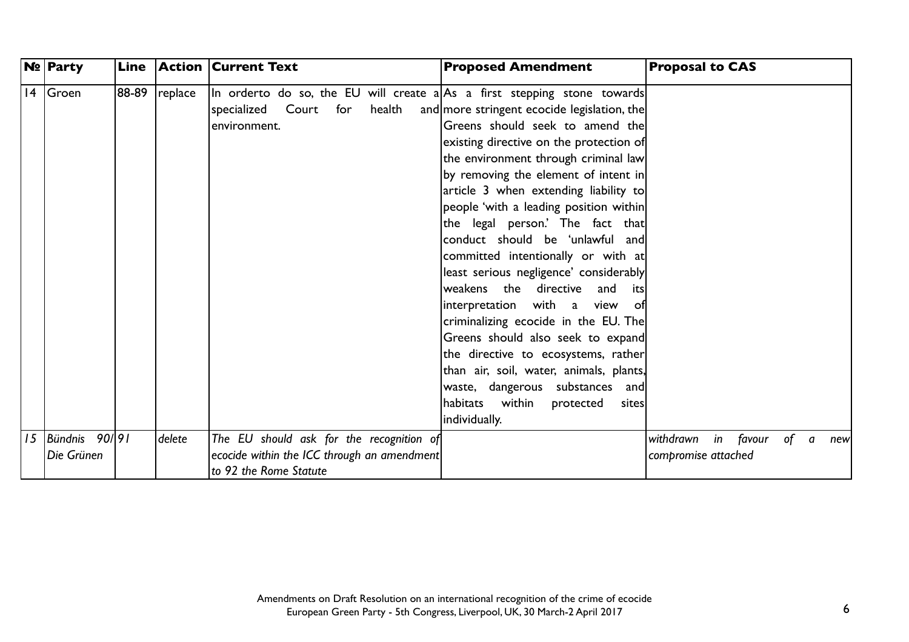| № | Party | Line | Action | Current Text | Proposed Amendment | Proposal to CAS |
|---|---|---|---|---|---|---|
| 14 | Groen | 88-89 | replace | In orderto do so, the EU will create a specialized Court for health and environment. | As a first stepping stone towards more stringent ecocide legislation, the Greens should seek to amend the existing directive on the protection of the environment through criminal law by removing the element of intent in article 3 when extending liability to people 'with a leading position within the legal person.' The fact that conduct should be 'unlawful and committed intentionally or with at least serious negligence' considerably weakens the directive and its interpretation with a view of criminalizing ecocide in the EU. The Greens should also seek to expand the directive to ecosystems, rather than air, soil, water, animals, plants, waste, dangerous substances and habitats within protected sites individually. | |
| *15* | *Bündnis 90/ Die Grünen* | *91* | *delete* | *The EU should ask for the recognition of ecocide within the ICC through an amendment to 92 the Rome Statute* | | *withdrawn in favour of a new compromise attached* |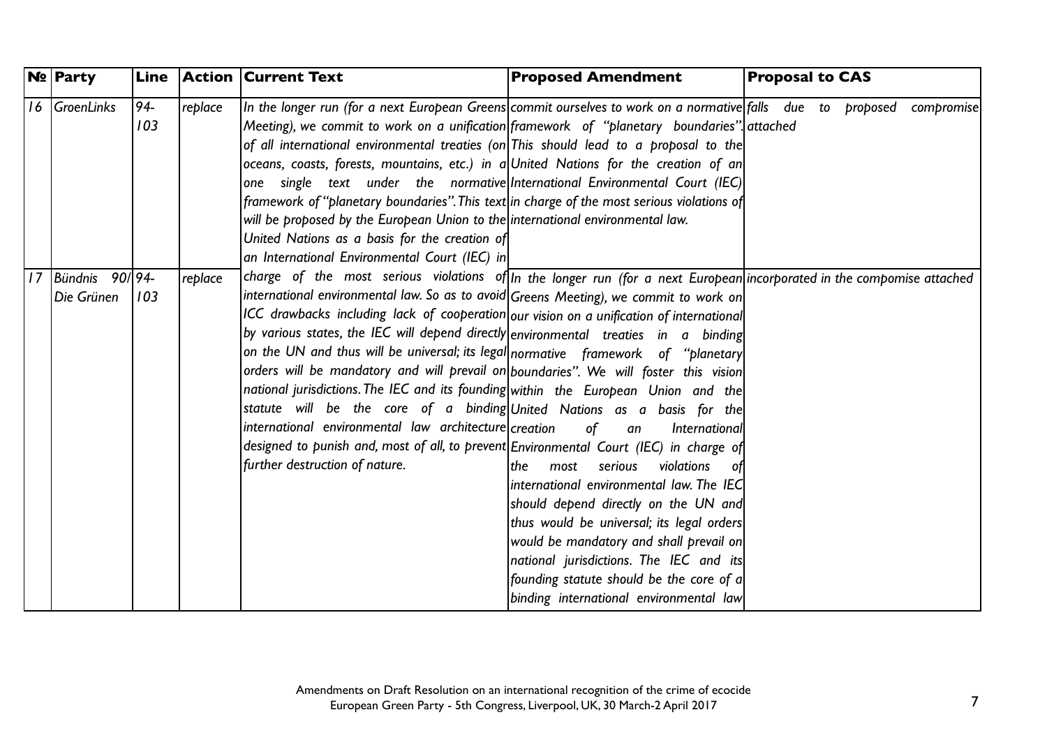| № | Party | Line | Action | Current Text | Proposed Amendment | Proposal to CAS |
|---|---|---|---|---|---|---|
| *16* | *GroenLinks* | *94-103* | *replace* | *In the longer run (for a next European Greens Meeting), we commit to work on a unification of all international environmental treaties (on oceans, coasts, forests, mountains, etc.) in a one single text under the normative framework of "planetary boundaries". This text will be proposed by the European Union to the United Nations as a basis for the creation of an International Environmental Court (IEC) in charge of the most serious violations of international environmental law. So as to avoid ICC drawbacks including lack of cooperation by various states, the IEC will depend directly on the UN and thus will be universal; its legal orders will be mandatory and will prevail on national jurisdictions. The IEC and its founding statute will be the core of a binding international environmental law architecture designed to punish and, most of all, to prevent further destruction of nature.* | *commit ourselves to work on a normative framework of "planetary boundaries". This should lead to a proposal to the United Nations for the creation of an International Environmental Court (IEC) in charge of the most serious violations of international environmental law.* | *falls due to proposed compromise attached* |
| *17* | *Bündnis 90/ Die Grünen* | *94-103* | *replace* | | *In the longer run (for a next European Greens Meeting), we commit to work on our vision on a unification of international environmental treaties in a binding normative framework of "planetary boundaries". We will foster this vision within the European Union and the United Nations as a basis for the creation of an International Environmental Court (IEC) in charge of the most serious violations of international environmental law. The IEC should depend directly on the UN and thus would be universal; its legal orders would be mandatory and shall prevail on national jurisdictions. The IEC and its founding statute should be the core of a binding international environmental law* | *incorporated in the compomise attached* |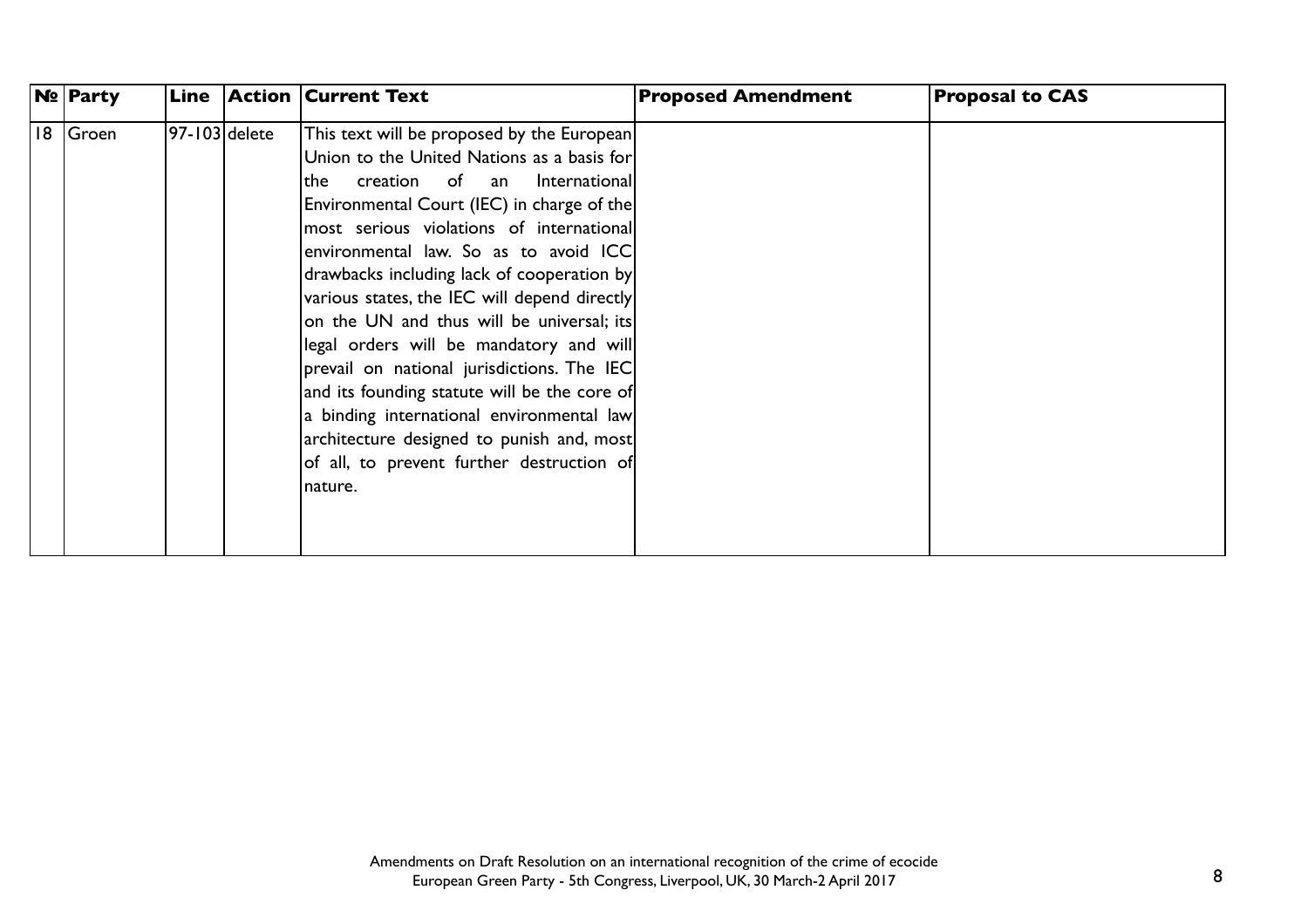| № | Party | Line | Action | Current Text | Proposed Amendment | Proposal to CAS |
|---|---|---|---|---|---|---|
| 18 | Groen | 97-103 | delete | This text will be proposed by the European Union to the United Nations as a basis for the creation of an International Environmental Court (IEC) in charge of the most serious violations of international environmental law. So as to avoid ICC drawbacks including lack of cooperation by various states, the IEC will depend directly on the UN and thus will be universal; its legal orders will be mandatory and will prevail on national jurisdictions. The IEC and its founding statute will be the core of a binding international environmental law architecture designed to punish and, most of all, to prevent further destruction of nature. | | |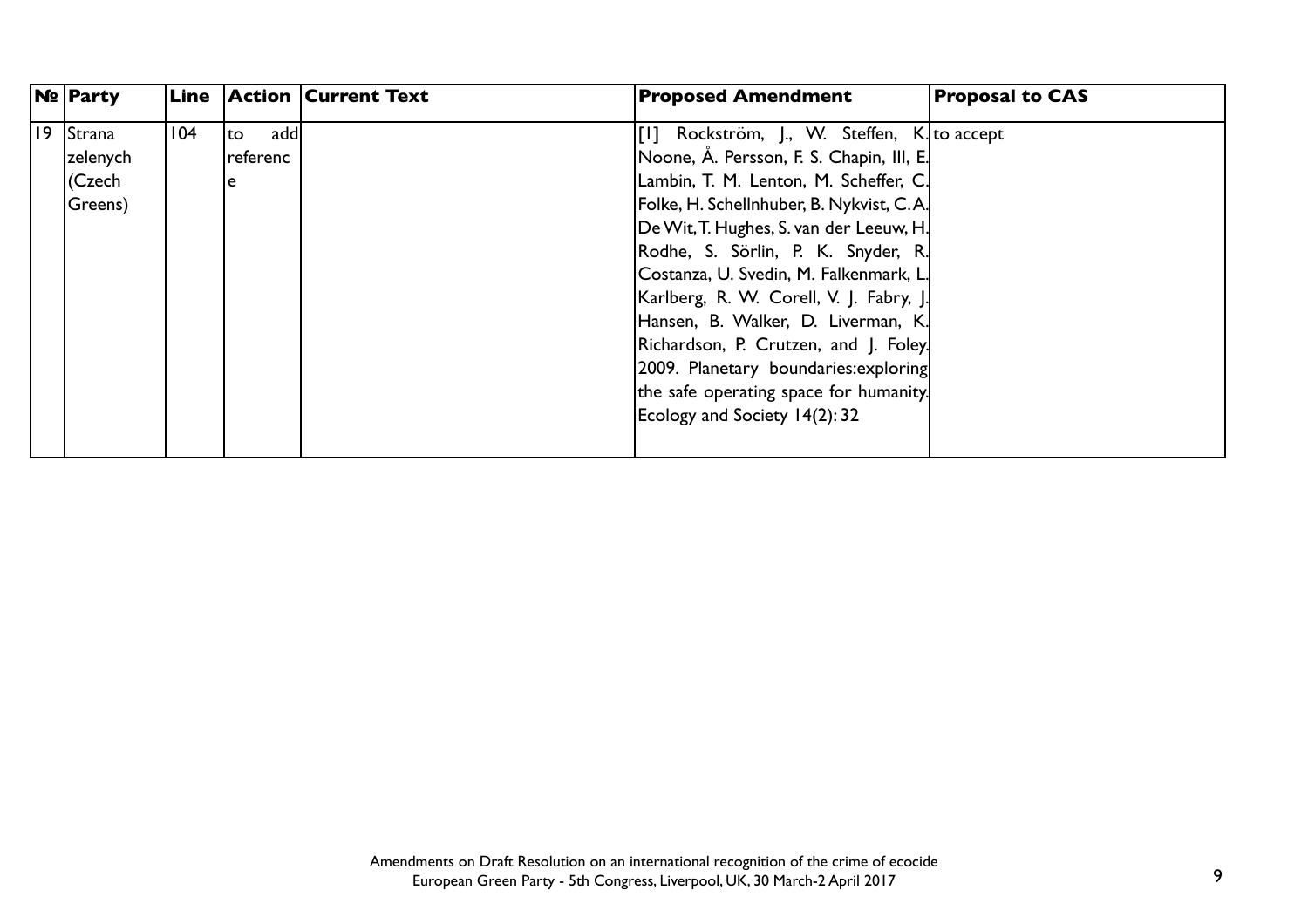| № | Party | Line | Action | Current Text | Proposed Amendment | Proposal to CAS |
|---|---|---|---|---|---|---|
| 19 | Strana zelenych (Czech Greens) | 104 | to add reference | | [1] Rockström, J., W. Steffen, K. Noone, Å. Persson, F. S. Chapin, III, E. Lambin, T. M. Lenton, M. Scheffer, C. Folke, H. Schellnhuber, B. Nykvist, C.A. De Wit, T. Hughes, S. van der Leeuw, H. Rodhe, S. Sörlin, P. K. Snyder, R. Costanza, U. Svedin, M. Falkenmark, L. Karlberg, R. W. Corell, V. J. Fabry, J. Hansen, B. Walker, D. Liverman, K. Richardson, P. Crutzen, and J. Foley. 2009. Planetary boundaries:exploring the safe operating space for humanity. Ecology and Society 14(2): 32 | to accept |